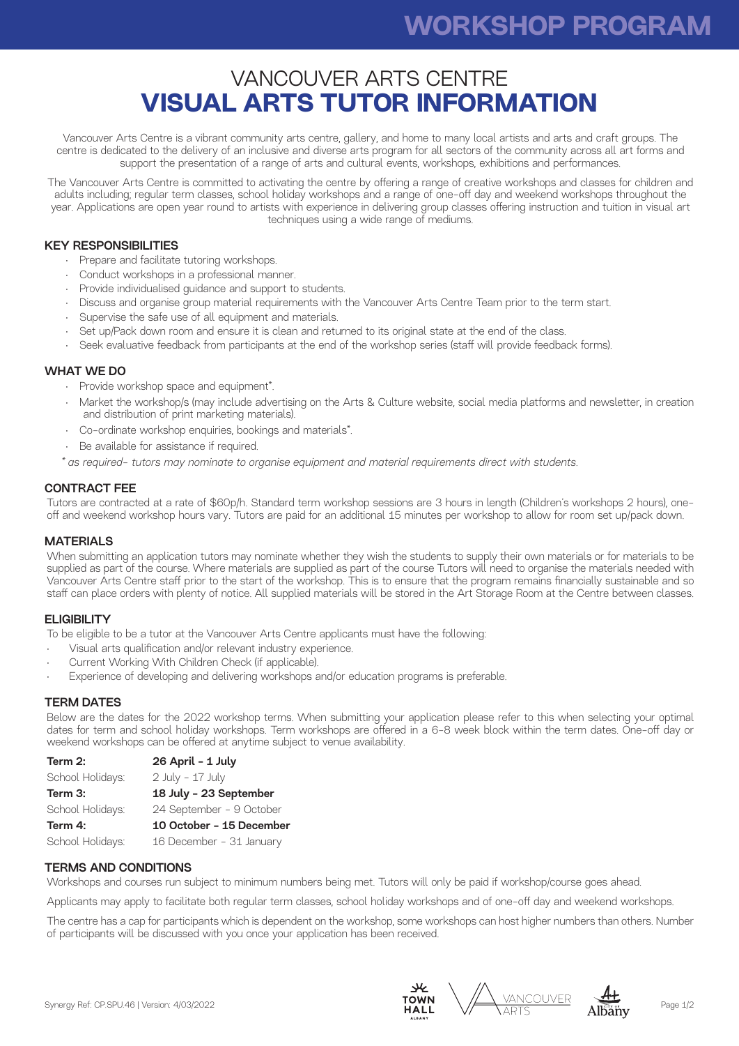# WORKSHOP PROGRAM

# VANCOUVER ARTS CENTRE
# VISUAL ARTS TUTOR INFORMATION

Vancouver Arts Centre is a vibrant community arts centre, gallery, and home to many local artists and arts and craft groups. The centre is dedicated to the delivery of an inclusive and diverse arts program for all sectors of the community across all art forms and support the presentation of a range of arts and cultural events, workshops, exhibitions and performances.

The Vancouver Arts Centre is committed to activating the centre by offering a range of creative workshops and classes for children and adults including; regular term classes, school holiday workshops and a range of one-off day and weekend workshops throughout the year. Applications are open year round to artists with experience in delivering group classes offering instruction and tuition in visual art techniques using a wide range of mediums.

## KEY RESPONSIBILITIES

- Prepare and facilitate tutoring workshops.
- Conduct workshops in a professional manner.
- Provide individualised guidance and support to students.
- Discuss and organise group material requirements with the Vancouver Arts Centre Team prior to the term start.
- Supervise the safe use of all equipment and materials.
- Set up/Pack down room and ensure it is clean and returned to its original state at the end of the class.
- Seek evaluative feedback from participants at the end of the workshop series (staff will provide feedback forms).

## WHAT WE DO

- Provide workshop space and equipment*.
- Market the workshop/s (may include advertising on the Arts & Culture website, social media platforms and newsletter, in creation and distribution of print marketing materials).
- Co-ordinate workshop enquiries, bookings and materials*.
- Be available for assistance if required.

*\* as required- tutors may nominate to organise equipment and material requirements direct with students.*

## CONTRACT FEE

Tutors are contracted at a rate of $60p/h. Standard term workshop sessions are 3 hours in length (Children's workshops 2 hours), one-off and weekend workshop hours vary. Tutors are paid for an additional 15 minutes per workshop to allow for room set up/pack down.

## MATERIALS

When submitting an application tutors may nominate whether they wish the students to supply their own materials or for materials to be supplied as part of the course. Where materials are supplied as part of the course Tutors will need to organise the materials needed with Vancouver Arts Centre staff prior to the start of the workshop. This is to ensure that the program remains financially sustainable and so staff can place orders with plenty of notice. All supplied materials will be stored in the Art Storage Room at the Centre between classes.

## ELIGIBILITY

To be eligible to be a tutor at the Vancouver Arts Centre applicants must have the following:

- Visual arts qualification and/or relevant industry experience.
- Current Working With Children Check (if applicable).
- Experience of developing and delivering workshops and/or education programs is preferable.

## TERM DATES

Below are the dates for the 2022 workshop terms. When submitting your application please refer to this when selecting your optimal dates for term and school holiday workshops. Term workshops are offered in a 6-8 week block within the term dates. One-off day or weekend workshops can be offered at anytime subject to venue availability.

| | |
|---|---|
| **Term 2:** | **26 April - 1 July** |
| School Holidays: | 2 July - 17 July |
| **Term 3:** | **18 July - 23 September** |
| School Holidays: | 24 September - 9 October |
| **Term 4:** | **10 October - 15 December** |
| School Holidays: | 16 December - 31 January |

## TERMS AND CONDITIONS

Workshops and courses run subject to minimum numbers being met. Tutors will only be paid if workshop/course goes ahead.

Applicants may apply to facilitate both regular term classes, school holiday workshops and of one-off day and weekend workshops.

The centre has a cap for participants which is dependent on the workshop, some workshops can host higher numbers than others. Number of participants will be discussed with you once your application has been received.

Synergy Ref: CP.SPU.46 | Version: 4/03/2022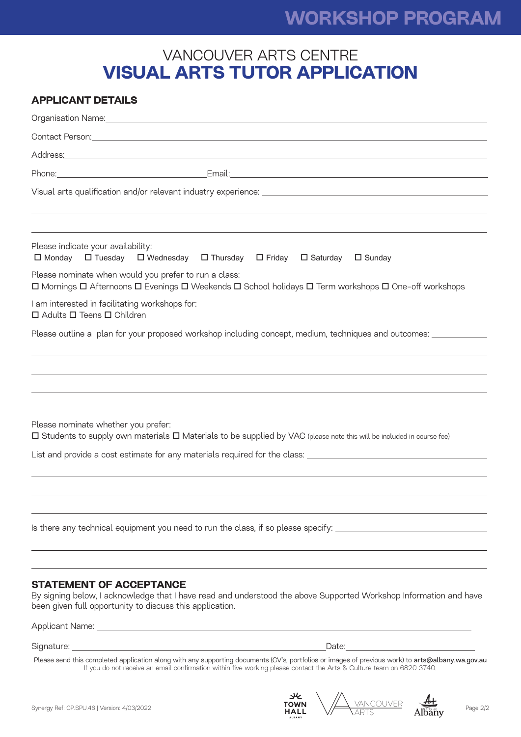# VANCOUVER ARTS CENTRE
# VISUAL ARTS TUTOR APPLICATION

## APPLICANT DETAILS

Organisation Name: ______________________________

Contact Person: ______________________________

Address: ______________________________

Phone: ____________________ Email: ____________________

Visual arts qualification and/or relevant industry experience: ______________________________

______________________________

______________________________

Please indicate your availability:
☐ Monday ☐ Tuesday ☐ Wednesday ☐ Thursday ☐ Friday ☐ Saturday ☐ Sunday

Please nominate when would you prefer to run a class:
☐ Mornings ☐ Afternoons ☐ Evenings ☐ Weekends ☐ School holidays ☐ Term workshops ☐ One-off workshops

I am interested in facilitating workshops for:
☐ Adults ☐ Teens ☐ Children

Please outline a plan for your proposed workshop including concept, medium, techniques and outcomes: ____________

______________________________

______________________________

______________________________

______________________________

Please nominate whether you prefer:
☐ Students to supply own materials ☐ Materials to be supplied by VAC (please note this will be included in course fee)

List and provide a cost estimate for any materials required for the class: ______________________________

______________________________

______________________________

______________________________

Is there any technical equipment you need to run the class, if so please specify: ______________________________

______________________________

______________________________

## STATEMENT OF ACCEPTANCE

By signing below, I acknowledge that I have read and understood the above Supported Workshop Information and have been given full opportunity to discuss this application.

Applicant Name: ______________________________

Signature: ______________________________ Date: ____________________

Please send this completed application along with any supporting documents (CV's, portfolios or images of previous work) to arts@albany.wa.gov.au
If you do not receive an email confirmation within five working please contact the Arts & Culture team on 6820 3740.

Synergy Ref: CP.SPU.46 | Version: 4/03/2022